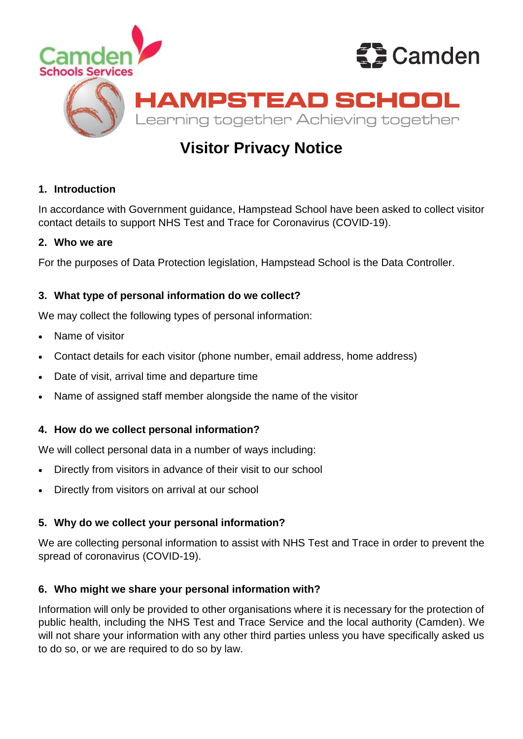Camden Schools Services

Camden

# HAMPSTEAD SCHOOL

Learning together Achieving together

# Visitor Privacy Notice

## 1. Introduction

In accordance with Government guidance, Hampstead School have been asked to collect visitor contact details to support NHS Test and Trace for Coronavirus (COVID-19).

## 2. Who we are

For the purposes of Data Protection legislation, Hampstead School is the Data Controller.

## 3. What type of personal information do we collect?

We may collect the following types of personal information:

- Name of visitor
- Contact details for each visitor (phone number, email address, home address)
- Date of visit, arrival time and departure time
- Name of assigned staff member alongside the name of the visitor

## 4. How do we collect personal information?

We will collect personal data in a number of ways including:

- Directly from visitors in advance of their visit to our school
- Directly from visitors on arrival at our school

## 5. Why do we collect your personal information?

We are collecting personal information to assist with NHS Test and Trace in order to prevent the spread of coronavirus (COVID-19).

## 6. Who might we share your personal information with?

Information will only be provided to other organisations where it is necessary for the protection of public health, including the NHS Test and Trace Service and the local authority (Camden). We will not share your information with any other third parties unless you have specifically asked us to do so, or we are required to do so by law.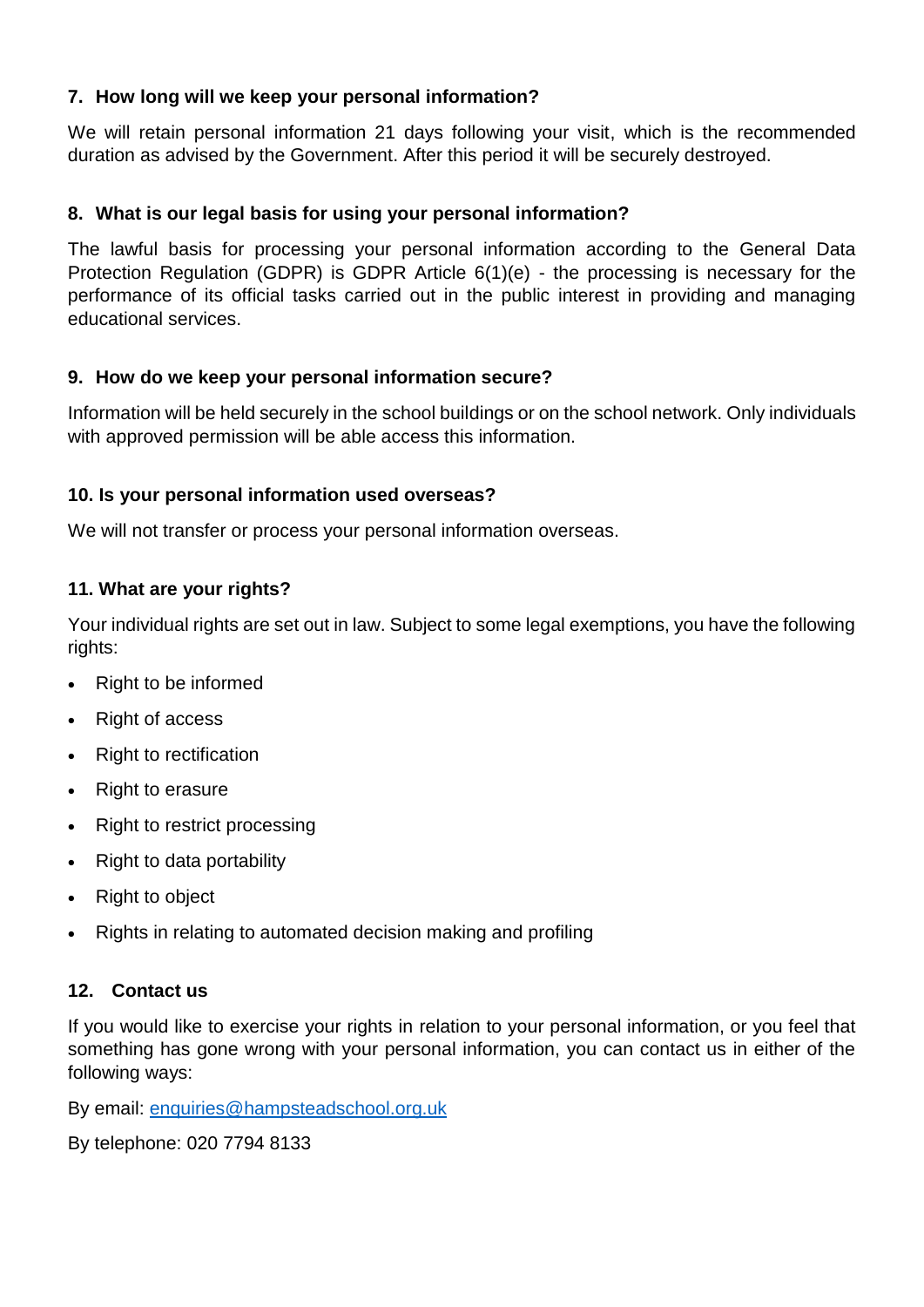## 7. How long will we keep your personal information?

We will retain personal information 21 days following your visit, which is the recommended duration as advised by the Government. After this period it will be securely destroyed.

## 8. What is our legal basis for using your personal information?

The lawful basis for processing your personal information according to the General Data Protection Regulation (GDPR) is GDPR Article 6(1)(e) - the processing is necessary for the performance of its official tasks carried out in the public interest in providing and managing educational services.

## 9. How do we keep your personal information secure?

Information will be held securely in the school buildings or on the school network. Only individuals with approved permission will be able access this information.

## 10. Is your personal information used overseas?

We will not transfer or process your personal information overseas.

## 11. What are your rights?

Your individual rights are set out in law. Subject to some legal exemptions, you have the following rights:

- Right to be informed
- Right of access
- Right to rectification
- Right to erasure
- Right to restrict processing
- Right to data portability
- Right to object
- Rights in relating to automated decision making and profiling

## 12. Contact us

If you would like to exercise your rights in relation to your personal information, or you feel that something has gone wrong with your personal information, you can contact us in either of the following ways:

By email: enquiries@hampsteadschool.org.uk

By telephone: 020 7794 8133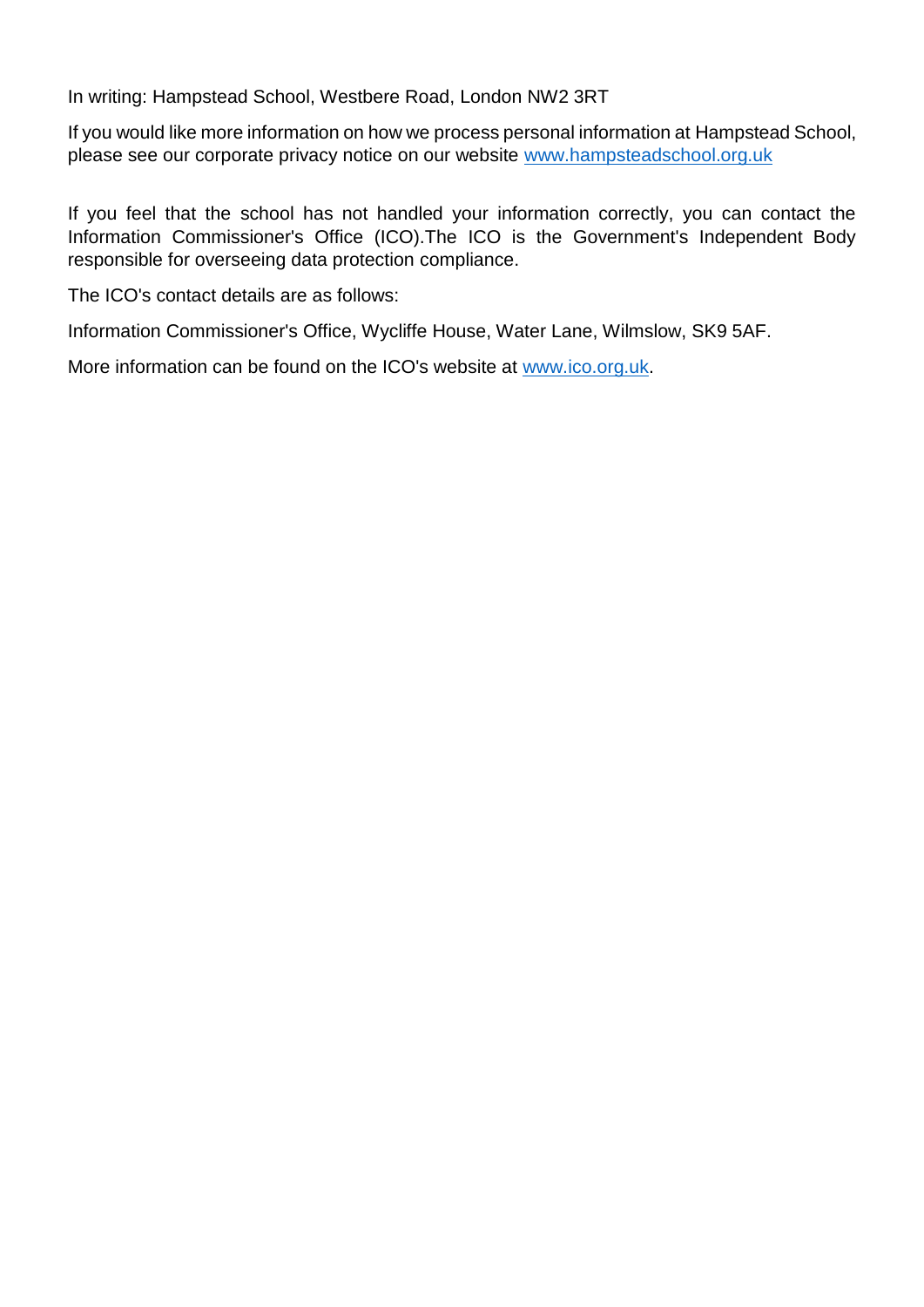In writing: Hampstead School, Westbere Road, London NW2 3RT

If you would like more information on how we process personal information at Hampstead School, please see our corporate privacy notice on our website www.hampsteadschool.org.uk

If you feel that the school has not handled your information correctly, you can contact the Information Commissioner's Office (ICO).The ICO is the Government's Independent Body responsible for overseeing data protection compliance.

The ICO's contact details are as follows:

Information Commissioner's Office, Wycliffe House, Water Lane, Wilmslow, SK9 5AF.

More information can be found on the ICO's website at www.ico.org.uk.